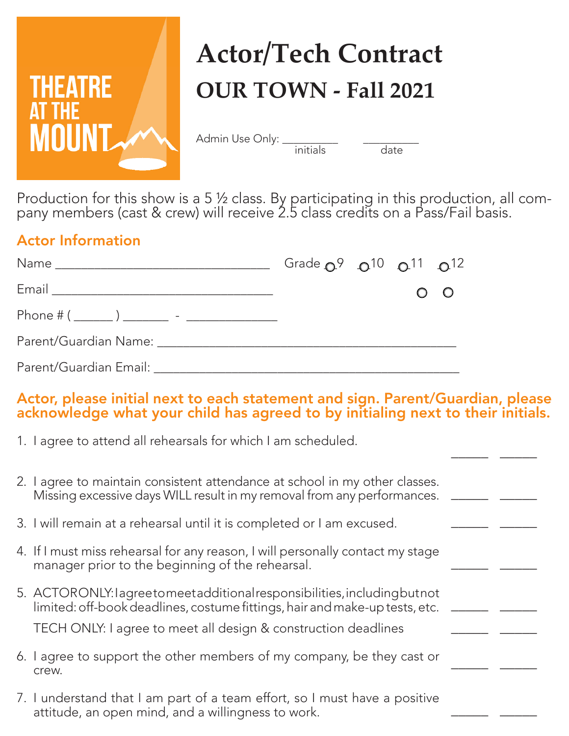THEATRE AT THE MOUNT

# Actor/Tech Contract

## OUR TOWN - Fall 2021

Admin Use Only: __________ initials __________ date

Production for this show is a 5 ½ class. By participating in this production, all company members (cast & crew) will receive 2.5 class credits on a Pass/Fail basis.

### Actor Information

Name ________________________________ Grade ○ 9 ○ 10 ○ 11 ○ 12

Email ________________________________

Phone # ( ______ ) _______ - _____________

Parent/Guardian Name: ____________________________________________

Parent/Guardian Email: ____________________________________________

**Actor, please initial next to each statement and sign. Parent/Guardian, please acknowledge what your child has agreed to by initialing next to their initials.**

1. I agree to attend all rehearsals for which I am scheduled. ______ ______
2. I agree to maintain consistent attendance at school in my other classes. Missing excessive days WILL result in my removal from any performances. ______ ______
3. I will remain at a rehearsal until it is completed or I am excused. ______ ______
4. If I must miss rehearsal for any reason, I will personally contact my stage manager prior to the beginning of the rehearsal. ______ ______
5. ACTOR ONLY: I agree to meet additional responsibilities, including but not limited: off-book deadlines, costume fittings, hair and make-up tests, etc. ______ ______

   TECH ONLY: I agree to meet all design & construction deadlines ______ ______
6. I agree to support the other members of my company, be they cast or crew. ______ ______
7. I understand that I am part of a team effort, so I must have a positive attitude, an open mind, and a willingness to work. ______ ______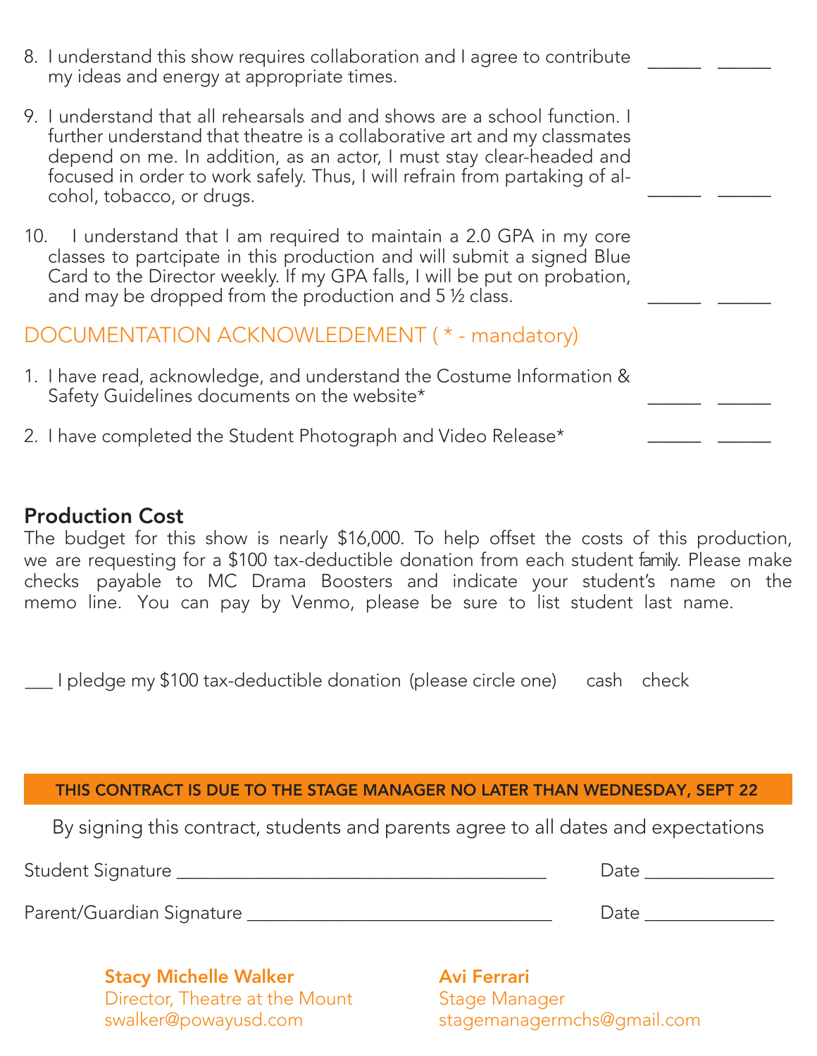8. I understand this show requires collaboration and I agree to contribute my ideas and energy at appropriate times. ______ ______

9. I understand that all rehearsals and and shows are a school function. I further understand that theatre is a collaborative art and my classmates depend on me. In addition, as an actor, I must stay clear-headed and focused in order to work safely. Thus, I will refrain from partaking of alcohol, tobacco, or drugs. ______ ______

10. I understand that I am required to maintain a 2.0 GPA in my core classes to partcipate in this production and will submit a signed Blue Card to the Director weekly. If my GPA falls, I will be put on probation, and may be dropped from the production and 5 ½ class. ______ ______

## DOCUMENTATION ACKNOWLEDEMENT ( * - mandatory)

1. I have read, acknowledge, and understand the Costume Information & Safety Guidelines documents on the website* ______ ______

2. I have completed the Student Photograph and Video Release* ______ ______

### Production Cost

The budget for this show is nearly $16,000. To help offset the costs of this production, we are requesting for a $100 tax-deductible donation from each student family. Please make checks payable to MC Drama Boosters and indicate your student's name on the memo line. You can pay by Venmo, please be sure to list student last name.

___ I pledge my $100 tax-deductible donation (please circle one) cash check

**THIS CONTRACT IS DUE TO THE STAGE MANAGER NO LATER THAN WEDNESDAY, SEPT 22**

By signing this contract, students and parents agree to all dates and expectations

Student Signature ______________________________________ Date _____________

Parent/Guardian Signature ________________________________ Date _____________

**Stacy Michelle Walker**
Director, Theatre at the Mount
swalker@powayusd.com

**Avi Ferrari**
Stage Manager
stagemanagermchs@gmail.com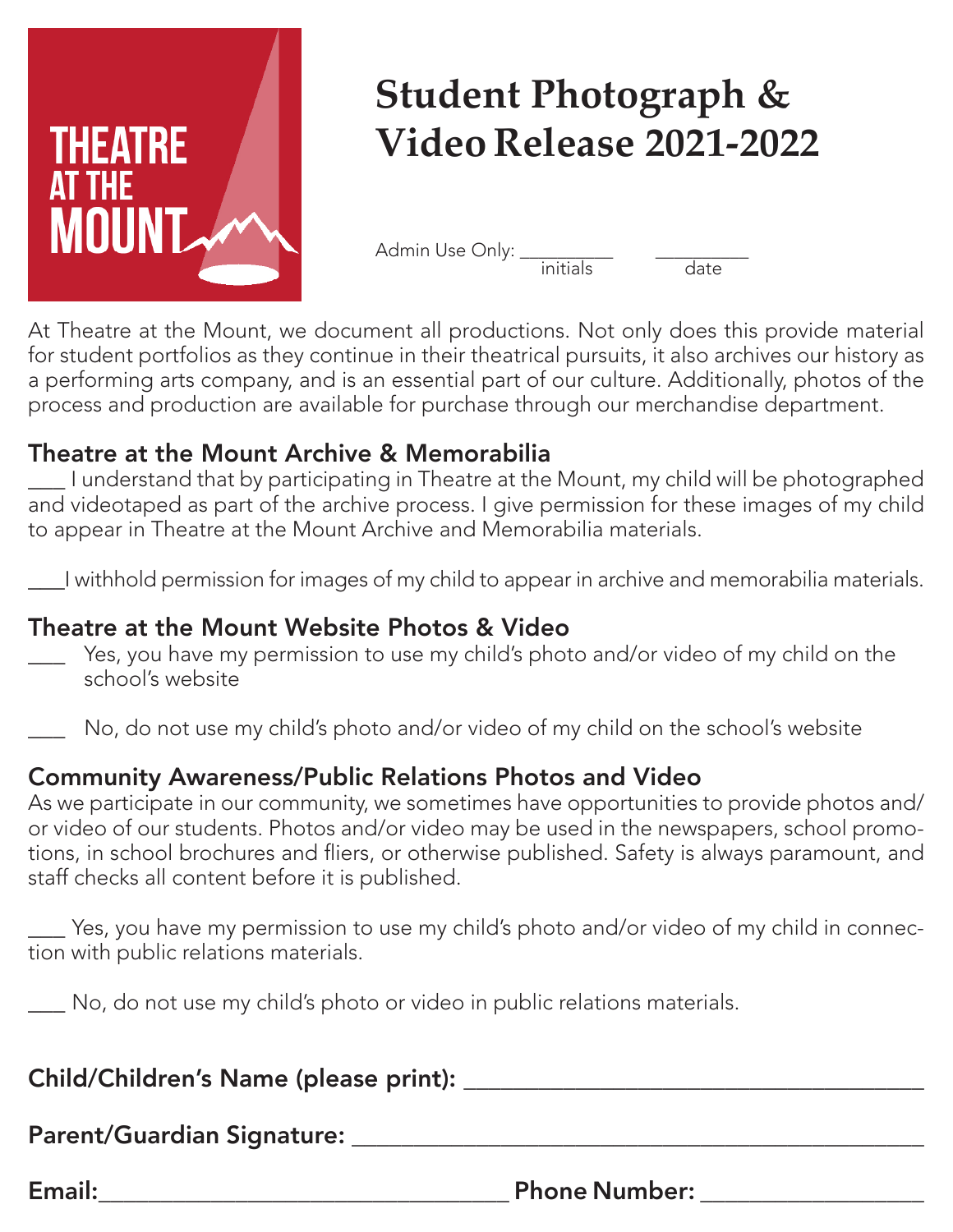THEATRE AT THE MOUNT

# Student Photograph & Video Release 2021-2022

Admin Use Only: __________ initials __________ date

At Theatre at the Mount, we document all productions. Not only does this provide material for student portfolios as they continue in their theatrical pursuits, it also archives our history as a performing arts company, and is an essential part of our culture. Additionally, photos of the process and production are available for purchase through our merchandise department.

## Theatre at the Mount Archive & Memorabilia

___ I understand that by participating in Theatre at the Mount, my child will be photographed and videotaped as part of the archive process. I give permission for these images of my child to appear in Theatre at the Mount Archive and Memorabilia materials.

___I withhold permission for images of my child to appear in archive and memorabilia materials.

## Theatre at the Mount Website Photos & Video

___ Yes, you have my permission to use my child's photo and/or video of my child on the school's website

___ No, do not use my child's photo and/or video of my child on the school's website

## Community Awareness/Public Relations Photos and Video

As we participate in our community, we sometimes have opportunities to provide photos and/or video of our students. Photos and/or video may be used in the newspapers, school promotions, in school brochures and fliers, or otherwise published. Safety is always paramount, and staff checks all content before it is published.

___ Yes, you have my permission to use my child's photo and/or video of my child in connection with public relations materials.

___ No, do not use my child's photo or video in public relations materials.

**Child/Children's Name (please print):** ____________________________________

**Parent/Guardian Signature:** ____________________________________________

**Email:**________________________________ **Phone Number:** __________________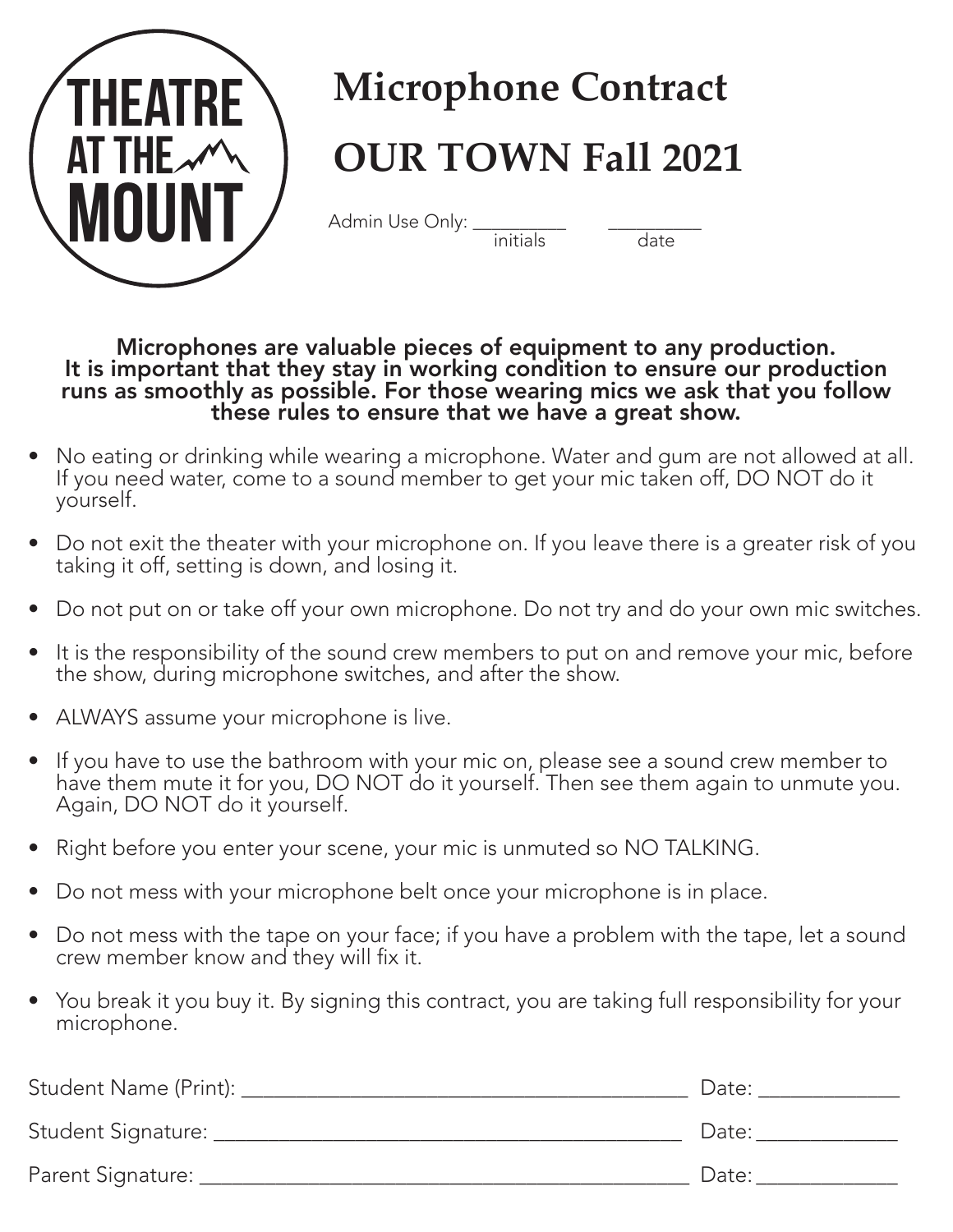THEATRE AT THE MOUNT

# Microphone Contract

# OUR TOWN Fall 2021

Admin Use Only: __________ initials __________ date

**Microphones are valuable pieces of equipment to any production. It is important that they stay in working condition to ensure our production runs as smoothly as possible. For those wearing mics we ask that you follow these rules to ensure that we have a great show.**

- No eating or drinking while wearing a microphone. Water and gum are not allowed at all. If you need water, come to a sound member to get your mic taken off, DO NOT do it yourself.
- Do not exit the theater with your microphone on. If you leave there is a greater risk of you taking it off, setting is down, and losing it.
- Do not put on or take off your own microphone. Do not try and do your own mic switches.
- It is the responsibility of the sound crew members to put on and remove your mic, before the show, during microphone switches, and after the show.
- ALWAYS assume your microphone is live.
- If you have to use the bathroom with your mic on, please see a sound crew member to have them mute it for you, DO NOT do it yourself. Then see them again to unmute you. Again, DO NOT do it yourself.
- Right before you enter your scene, your mic is unmuted so NO TALKING.
- Do not mess with your microphone belt once your microphone is in place.
- Do not mess with the tape on your face; if you have a problem with the tape, let a sound crew member know and they will fix it.
- You break it you buy it. By signing this contract, you are taking full responsibility for your microphone.

Student Name (Print): ________________________________________ Date: ____________

Student Signature: ________________________________________ Date: ____________

Parent Signature: ________________________________________ Date: ____________